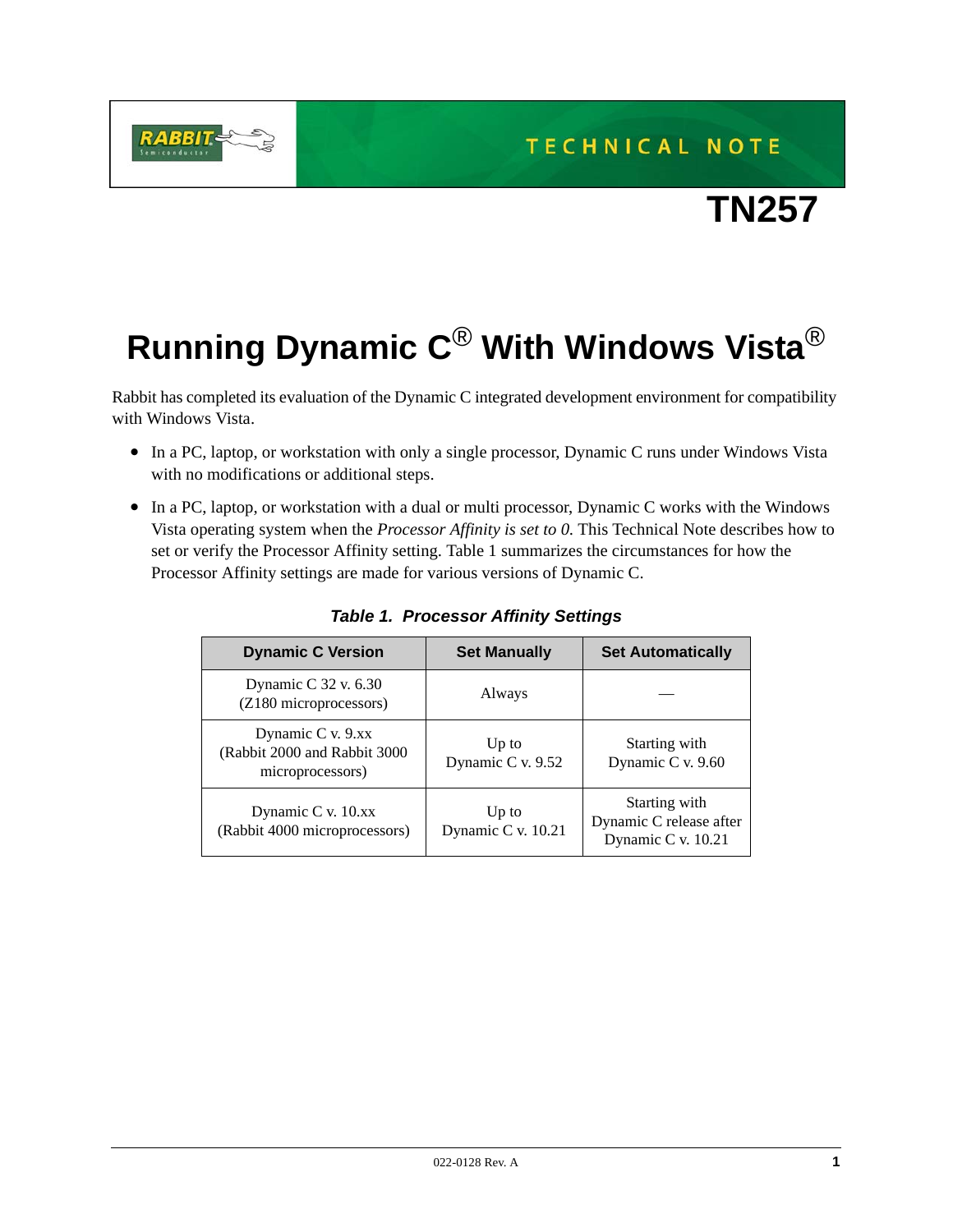TECHNICAL NOTE

# TN257

# Running Dynamic C® With Windows Vista®

Rabbit has completed its evaluation of the Dynamic C integrated development environment for compatibility with Windows Vista.

- In a PC, laptop, or workstation with only a single processor, Dynamic C runs under Windows Vista with no modifications or additional steps.
- In a PC, laptop, or workstation with a dual or multi processor, Dynamic C works with the Windows Vista operating system when the *Processor Affinity is set to 0.* This Technical Note describes how to set or verify the Processor Affinity setting. Table 1 summarizes the circumstances for how the Processor Affinity settings are made for various versions of Dynamic C.

***Table 1. Processor Affinity Settings***

| Dynamic C Version | Set Manually | Set Automatically |
|---|---|---|
| Dynamic C 32 v. 6.30 (Z180 microprocessors) | Always | — |
| Dynamic C v. 9.xx (Rabbit 2000 and Rabbit 3000 microprocessors) | Up to Dynamic C v. 9.52 | Starting with Dynamic C v. 9.60 |
| Dynamic C v. 10.xx (Rabbit 4000 microprocessors) | Up to Dynamic C v. 10.21 | Starting with Dynamic C release after Dynamic C v. 10.21 |

022-0128 Rev. A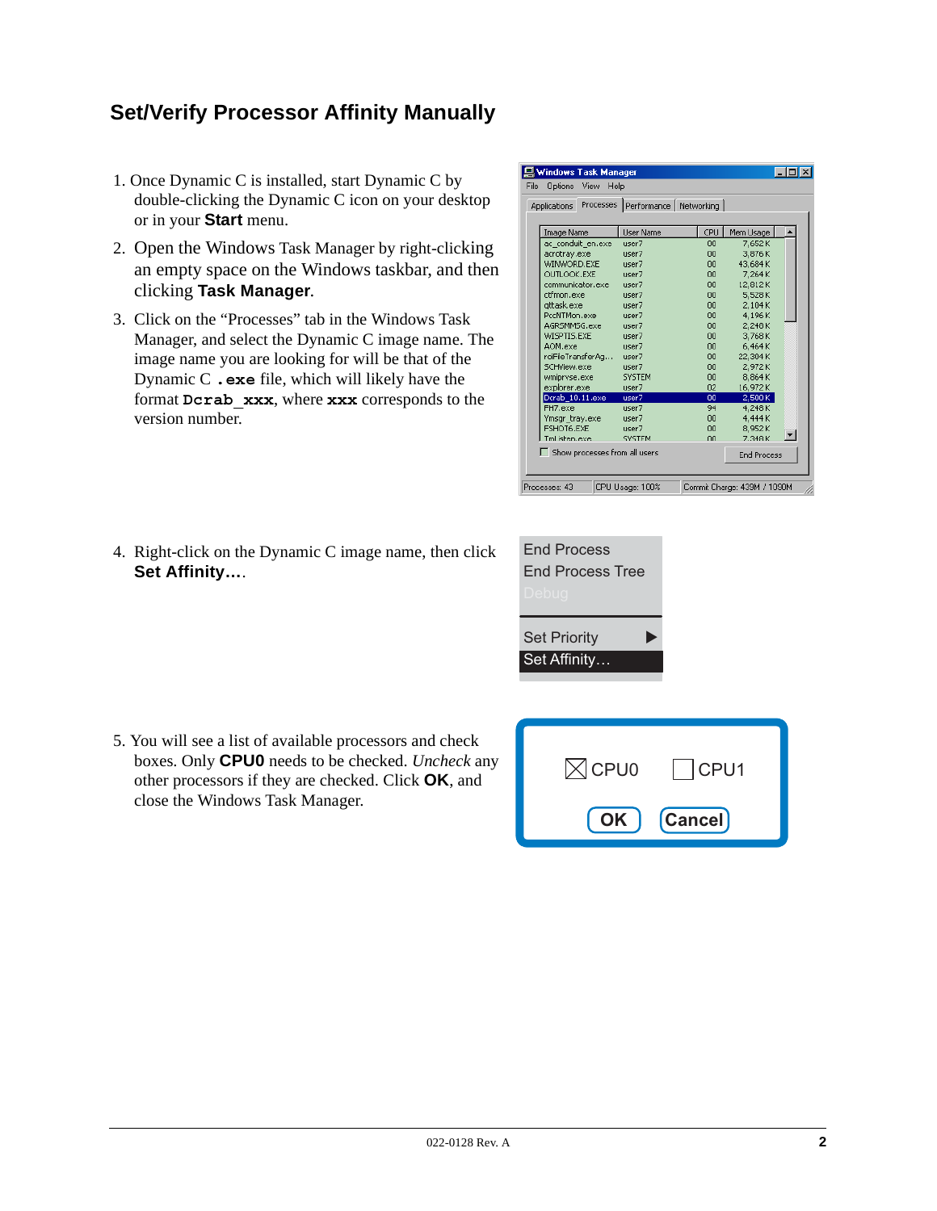## Set/Verify Processor Affinity Manually

1. Once Dynamic C is installed, start Dynamic C by double-clicking the Dynamic C icon on your desktop or in your **Start** menu.
2. Open the Windows Task Manager by right-clicking an empty space on the Windows taskbar, and then clicking **Task Manager**.
3. Click on the “Processes” tab in the Windows Task Manager, and select the Dynamic C image name. The image name you are looking for will be that of the Dynamic C **.exe** file, which will likely have the format **Dcrab_xxx**, where **xxx** corresponds to the version number.
4. Right-click on the Dynamic C image name, then click **Set Affinity…**.
5. You will see a list of available processors and check boxes. Only **CPU0** needs to be checked. *Uncheck* any other processors if they are checked. Click **OK**, and close the Windows Task Manager.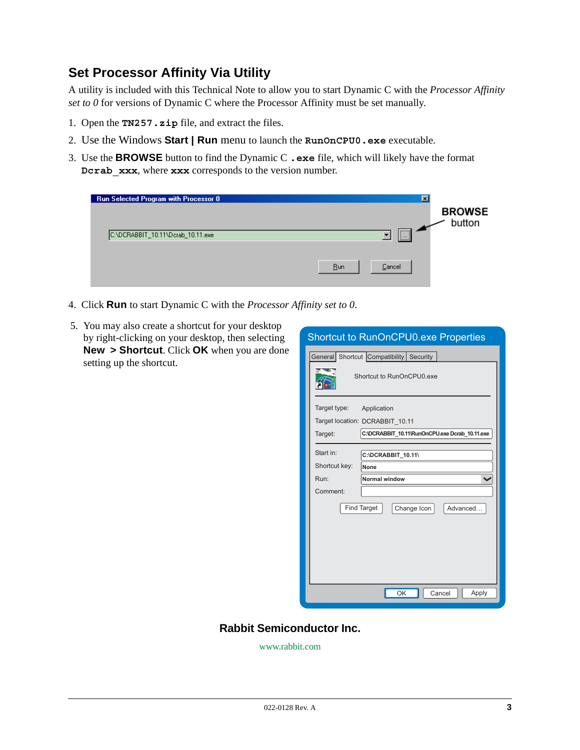## Set Processor Affinity Via Utility

A utility is included with this Technical Note to allow you to start Dynamic C with the *Processor Affinity set to 0* for versions of Dynamic C where the Processor Affinity must be set manually.

1. Open the `TN257.zip` file, and extract the files.
2. Use the Windows **Start | Run** menu to launch the `RunOnCPU0.exe` executable.
3. Use the **BROWSE** button to find the Dynamic C `.exe` file, which will likely have the format `Dcrab_xxx`, where `xxx` corresponds to the version number.
4. Click **Run** to start Dynamic C with the *Processor Affinity set to 0*.
5. You may also create a shortcut for your desktop by right-clicking on your desktop, then selecting **New > Shortcut**. Click **OK** when you are done setting up the shortcut.